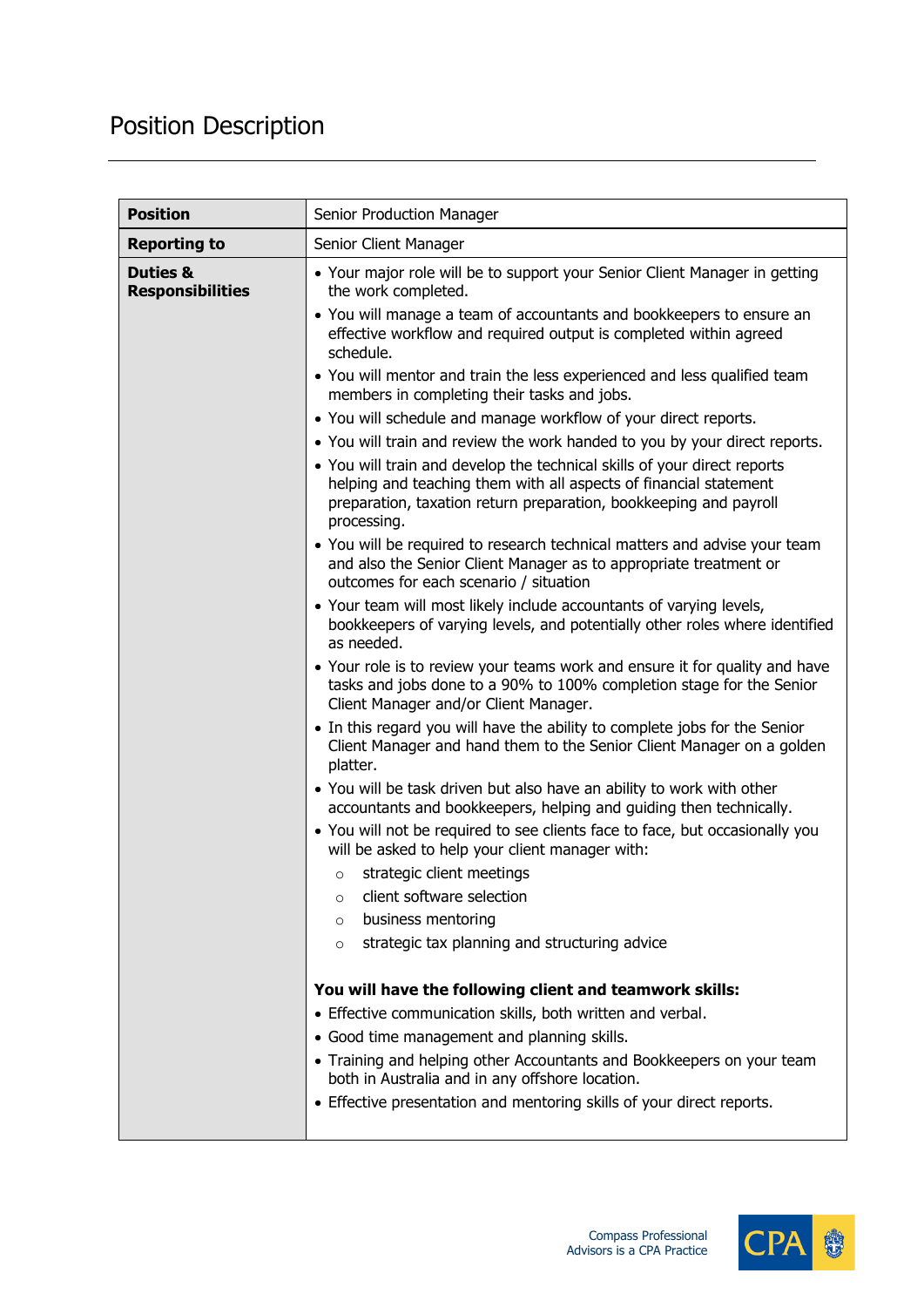# Position Description

| **Position** | Senior Production Manager |
|---|---|
| **Reporting to** | Senior Client Manager |
| **Duties & Responsibilities** | • Your major role will be to support your Senior Client Manager in getting the work completed.<br>• You will manage a team of accountants and bookkeepers to ensure an effective workflow and required output is completed within agreed schedule.<br>• You will mentor and train the less experienced and less qualified team members in completing their tasks and jobs.<br>• You will schedule and manage workflow of your direct reports.<br>• You will train and review the work handed to you by your direct reports.<br>• You will train and develop the technical skills of your direct reports helping and teaching them with all aspects of financial statement preparation, taxation return preparation, bookkeeping and payroll processing.<br>• You will be required to research technical matters and advise your team and also the Senior Client Manager as to appropriate treatment or outcomes for each scenario / situation<br>• Your team will most likely include accountants of varying levels, bookkeepers of varying levels, and potentially other roles where identified as needed.<br>• Your role is to review your teams work and ensure it for quality and have tasks and jobs done to a 90% to 100% completion stage for the Senior Client Manager and/or Client Manager.<br>• In this regard you will have the ability to complete jobs for the Senior Client Manager and hand them to the Senior Client Manager on a golden platter.<br>• You will be task driven but also have an ability to work with other accountants and bookkeepers, helping and guiding then technically.<br>• You will not be required to see clients face to face, but occasionally you will be asked to help your client manager with:<br>　○ strategic client meetings<br>　○ client software selection<br>　○ business mentoring<br>　○ strategic tax planning and structuring advice<br><br>**You will have the following client and teamwork skills:**<br>• Effective communication skills, both written and verbal.<br>• Good time management and planning skills.<br>• Training and helping other Accountants and Bookkeepers on your team both in Australia and in any offshore location.<br>• Effective presentation and mentoring skills of your direct reports. |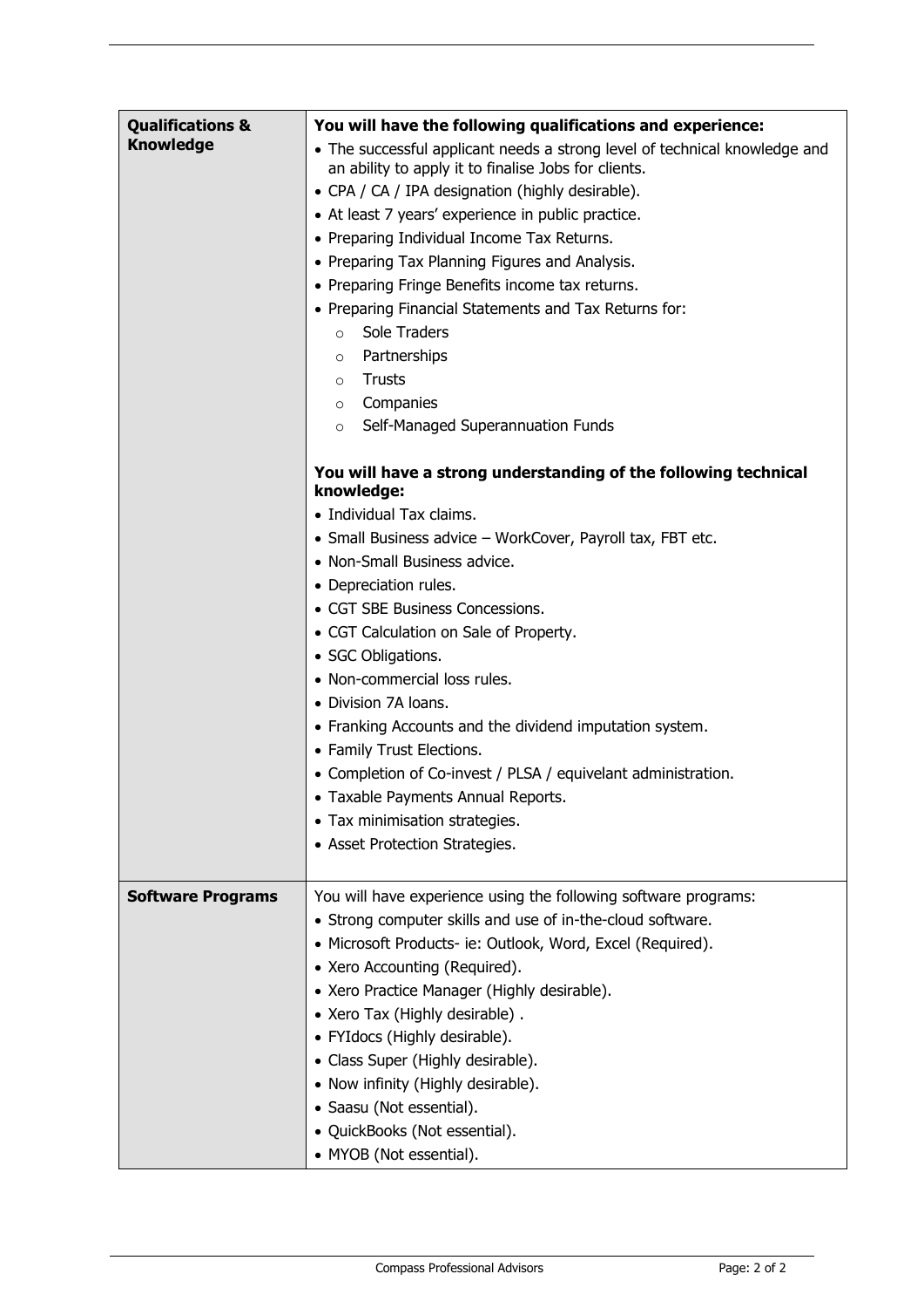| | |
|---|---|
| **Qualifications & Knowledge** | **You will have the following qualifications and experience:**<br>• The successful applicant needs a strong level of technical knowledge and an ability to apply it to finalise Jobs for clients.<br>• CPA / CA / IPA designation (highly desirable).<br>• At least 7 years' experience in public practice.<br>• Preparing Individual Income Tax Returns.<br>• Preparing Tax Planning Figures and Analysis.<br>• Preparing Fringe Benefits income tax returns.<br>• Preparing Financial Statements and Tax Returns for:<br>&nbsp;&nbsp;&nbsp;&nbsp;○ Sole Traders<br>&nbsp;&nbsp;&nbsp;&nbsp;○ Partnerships<br>&nbsp;&nbsp;&nbsp;&nbsp;○ Trusts<br>&nbsp;&nbsp;&nbsp;&nbsp;○ Companies<br>&nbsp;&nbsp;&nbsp;&nbsp;○ Self-Managed Superannuation Funds<br><br>**You will have a strong understanding of the following technical knowledge:**<br>• Individual Tax claims.<br>• Small Business advice – WorkCover, Payroll tax, FBT etc.<br>• Non-Small Business advice.<br>• Depreciation rules.<br>• CGT SBE Business Concessions.<br>• CGT Calculation on Sale of Property.<br>• SGC Obligations.<br>• Non-commercial loss rules.<br>• Division 7A loans.<br>• Franking Accounts and the dividend imputation system.<br>• Family Trust Elections.<br>• Completion of Co-invest / PLSA / equivelant administration.<br>• Taxable Payments Annual Reports.<br>• Tax minimisation strategies.<br>• Asset Protection Strategies. |
| **Software Programs** | You will have experience using the following software programs:<br>• Strong computer skills and use of in-the-cloud software.<br>• Microsoft Products- ie: Outlook, Word, Excel (Required).<br>• Xero Accounting (Required).<br>• Xero Practice Manager (Highly desirable).<br>• Xero Tax (Highly desirable) .<br>• FYIdocs (Highly desirable).<br>• Class Super (Highly desirable).<br>• Now infinity (Highly desirable).<br>• Saasu (Not essential).<br>• QuickBooks (Not essential).<br>• MYOB (Not essential). |